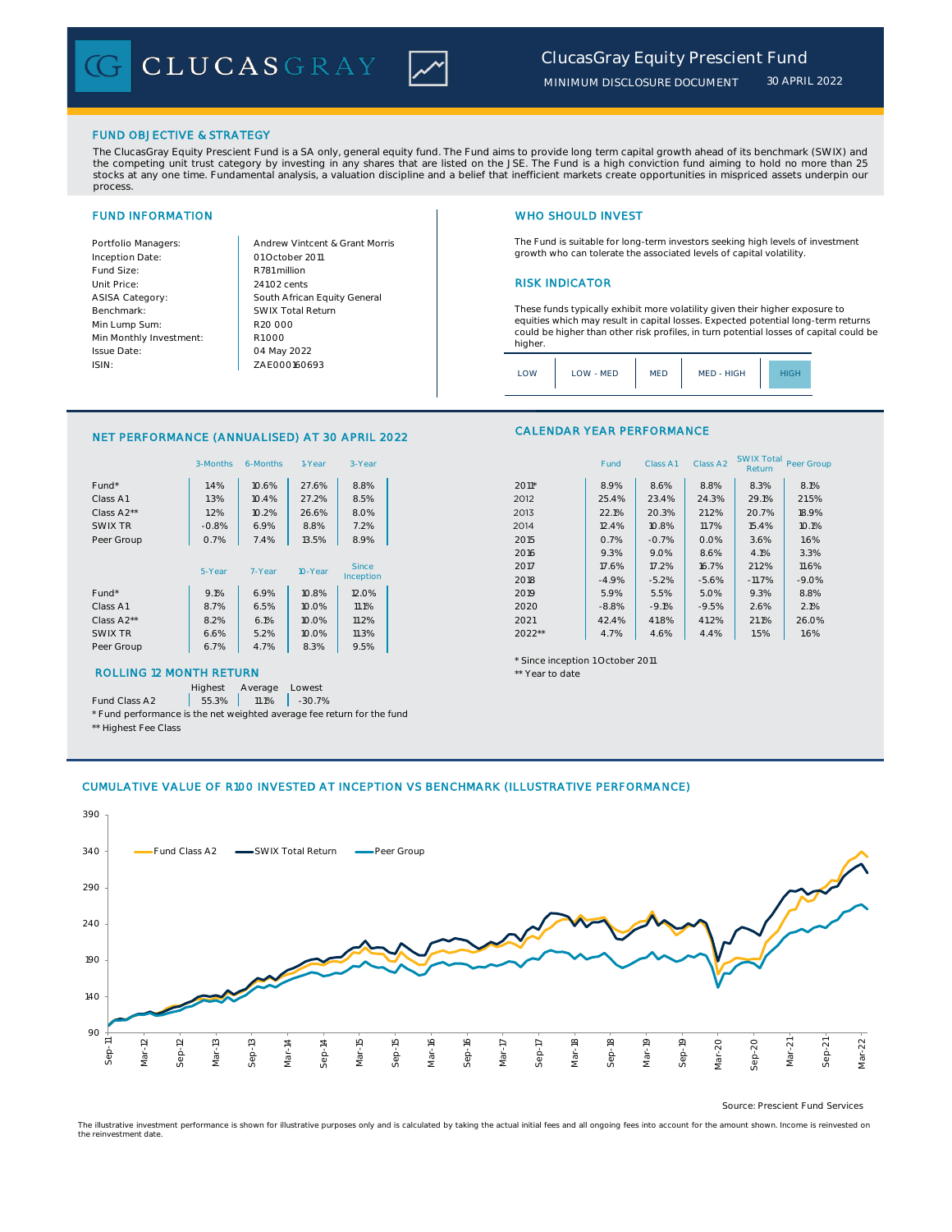# ClucasGray Equity Prescient Fund

MINIMUM DISCLOSURE DOCUMENT 30 APRIL 2022

## FUND OBJECTIVE & STRATEGY

The ClucasGray Equity Prescient Fund is a SA only, general equity fund. The Fund aims to provide long term capital growth ahead of its benchmark (SWIX) and the competing unit trust category by investing in any shares that are listed on the JSE. The Fund is a high conviction fund aiming to hold no more than 25 stocks at any one time. Fundamental analysis, a valuation discipline and a belief that inefficient markets create opportunities in mispriced assets underpin our process.

## FUND INFORMATION

| | |
|---|---|
| Portfolio Managers: | Andrew Vintcent & Grant Morris |
| Inception Date: | 01 October 2011 |
| Fund Size: | R781 million |
| Unit Price: | 241.02 cents |
| ASISA Category: | South African Equity General |
| Benchmark: | SWIX Total Return |
| Min Lump Sum: | R20 000 |
| Min Monthly Investment: | R1 000 |
| Issue Date: | 04 May 2022 |
| ISIN: | ZAE000160693 |

## WHO SHOULD INVEST

The Fund is suitable for long-term investors seeking high levels of investment growth who can tolerate the associated levels of capital volatility.

## RISK INDICATOR

These funds typically exhibit more volatility given their higher exposure to equities which may result in capital losses. Expected potential long-term returns could be higher than other risk profiles, in turn potential losses of capital could be higher.

| LOW | LOW - MED | MED | MED - HIGH | **HIGH** |
|---|---|---|---|---|

## NET PERFORMANCE (ANNUALISED) AT 30 APRIL 2022

| | 3-Months | 6-Months | 1-Year | 3-Year |
|---|---|---|---|---|
| Fund* | 1.4% | 10.6% | 27.6% | 8.8% |
| Class A1 | 1.3% | 10.4% | 27.2% | 8.5% |
| Class A2** | 1.2% | 10.2% | 26.6% | 8.0% |
| SWIX TR | -0.8% | 6.9% | 8.8% | 7.2% |
| Peer Group | 0.7% | 7.4% | 13.5% | 8.9% |

| | 5-Year | 7-Year | 10-Year | Since Inception |
|---|---|---|---|---|
| Fund* | 9.1% | 6.9% | 10.8% | 12.0% |
| Class A1 | 8.7% | 6.5% | 10.0% | 11.1% |
| Class A2** | 8.2% | 6.1% | 10.0% | 11.2% |
| SWIX TR | 6.6% | 5.2% | 10.0% | 11.3% |
| Peer Group | 6.7% | 4.7% | 8.3% | 9.5% |

## ROLLING 12 MONTH RETURN

| | Highest | Average | Lowest |
|---|---|---|---|
| Fund Class A2 | 55.3% | 11.1% | -30.7% |

\* Fund performance is the net weighted average fee return for the fund

** Highest Fee Class

## CALENDAR YEAR PERFORMANCE

| | Fund | Class A1 | Class A2 | SWIX Total Return | Peer Group |
|---|---|---|---|---|---|
| 2011* | 8.9% | 8.6% | 8.8% | 8.3% | 8.1% |
| 2012 | 25.4% | 23.4% | 24.3% | 29.1% | 21.5% |
| 2013 | 22.1% | 20.3% | 21.2% | 20.7% | 18.9% |
| 2014 | 12.4% | 10.8% | 11.7% | 15.4% | 10.1% |
| 2015 | 0.7% | -0.7% | 0.0% | 3.6% | 1.6% |
| 2016 | 9.3% | 9.0% | 8.6% | 4.1% | 3.3% |
| 2017 | 17.6% | 17.2% | 16.7% | 21.2% | 11.6% |
| 2018 | -4.9% | -5.2% | -5.6% | -11.7% | -9.0% |
| 2019 | 5.9% | 5.5% | 5.0% | 9.3% | 8.8% |
| 2020 | -8.8% | -9.1% | -9.5% | 2.6% | 2.1% |
| 2021 | 42.4% | 41.8% | 41.2% | 21.1% | 26.0% |
| 2022** | 4.7% | 4.6% | 4.4% | 1.5% | 1.6% |

\* Since inception 1 October 2011

** Year to date

## CUMULATIVE VALUE OF R100 INVESTED AT INCEPTION VS BENCHMARK (ILLUSTRATIVE PERFORMANCE)

Source: Prescient Fund Services

The illustrative investment performance is shown for illustrative purposes only and is calculated by taking the actual initial fees and all ongoing fees into account for the amount shown. Income is reinvested on the reinvestment date.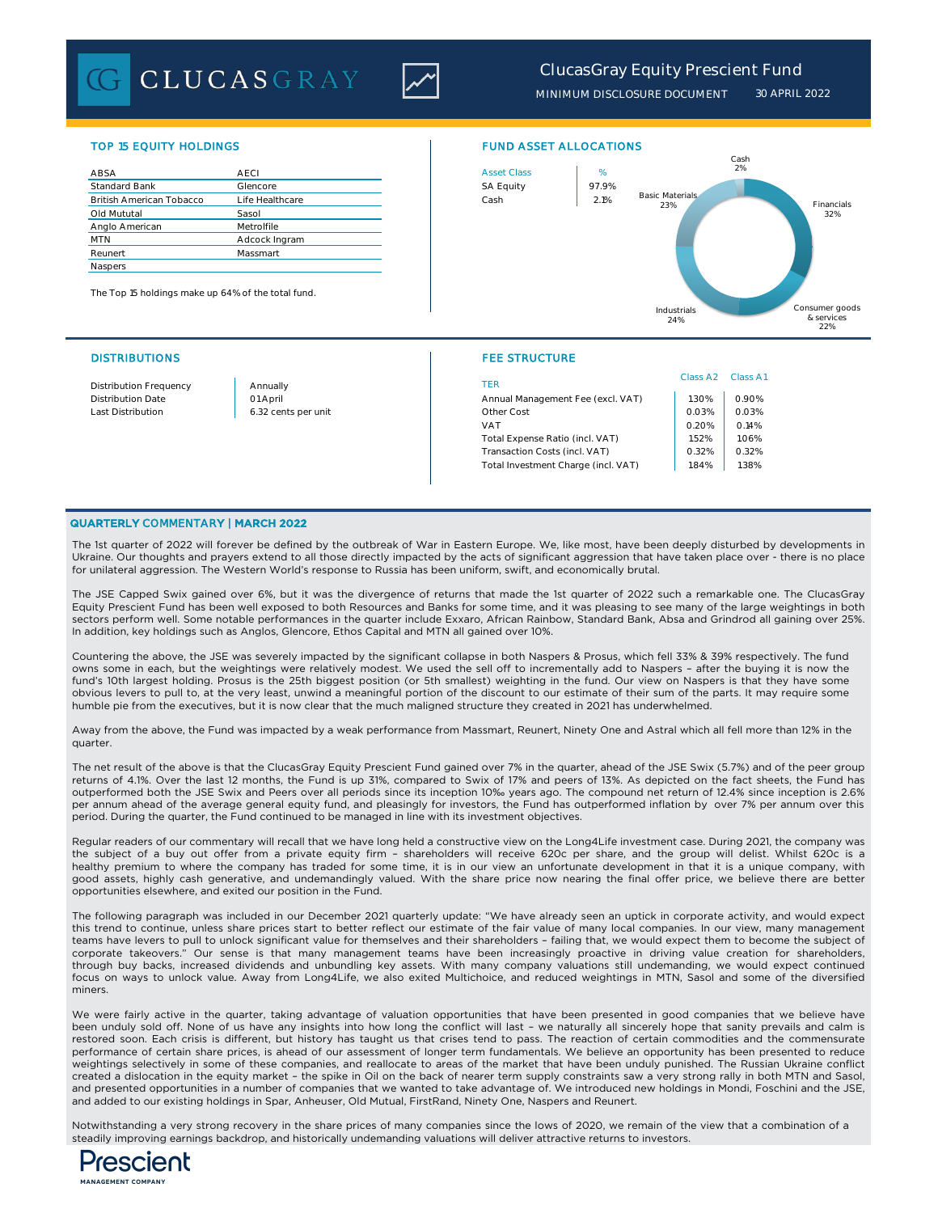# ClucasGray Equity Prescient Fund

MINIMUM DISCLOSURE DOCUMENT 30 APRIL 2022

## TOP 15 EQUITY HOLDINGS

| | |
|---|---|
| ABSA | AECI |
| Standard Bank | Glencore |
| British American Tobacco | Life Healthcare |
| Old Mutual | Sasol |
| Anglo American | Metrofile |
| MTN | Adcock Ingram |
| Reunert | Massmart |
| Naspers | |

The Top 15 holdings make up 64% of the total fund.

## FUND ASSET ALLOCATIONS

| Asset Class | % |
|---|---|
| SA Equity | 97.9% |
| Cash | 2.1% |

Cash 2%
Financials 32%
Consumer goods & services 22%
Industrials 24%
Basic Materials 23%

## DISTRIBUTIONS

| | |
|---|---|
| Distribution Frequency | Annually |
| Distribution Date | 01 April |
| Last Distribution | 6.32 cents per unit |

## FEE STRUCTURE

| TER | Class A2 | Class A1 |
|---|---|---|
| Annual Management Fee (excl. VAT) | 1.30% | 0.90% |
| Other Cost | 0.03% | 0.03% |
| VAT | 0.20% | 0.14% |
| Total Expense Ratio (incl. VAT) | 1.52% | 1.06% |
| Transaction Costs (incl. VAT) | 0.32% | 0.32% |
| Total Investment Charge (incl. VAT) | 1.84% | 1.38% |

## QUARTERLY COMMENTARY | MARCH 2022

The 1st quarter of 2022 will forever be defined by the outbreak of War in Eastern Europe. We, like most, have been deeply disturbed by developments in Ukraine. Our thoughts and prayers extend to all those directly impacted by the acts of significant aggression that have taken place over - there is no place for unilateral aggression. The Western World's response to Russia has been uniform, swift, and economically brutal.

The JSE Capped Swix gained over 6%, but it was the divergence of returns that made the 1st quarter of 2022 such a remarkable one. The ClucasGray Equity Prescient Fund has been well exposed to both Resources and Banks for some time, and it was pleasing to see many of the large weightings in both sectors perform well. Some notable performances in the quarter include Exxaro, African Rainbow, Standard Bank, Absa and Grindrod all gaining over 25%. In addition, key holdings such as Anglos, Glencore, Ethos Capital and MTN all gained over 10%.

Countering the above, the JSE was severely impacted by the significant collapse in both Naspers & Prosus, which fell 33% & 39% respectively. The fund owns some in each, but the weightings were relatively modest. We used the sell off to incrementally add to Naspers – after the buying it is now the fund's 10th largest holding. Prosus is the 25th biggest position (or 5th smallest) weighting in the fund. Our view on Naspers is that they have some obvious levers to pull to, at the very least, unwind a meaningful portion of the discount to our estimate of their sum of the parts. It may require some humble pie from the executives, but it is now clear that the much maligned structure they created in 2021 has underwhelmed.

Away from the above, the Fund was impacted by a weak performance from Massmart, Reunert, Ninety One and Astral which all fell more than 12% in the quarter.

The net result of the above is that the ClucasGray Equity Prescient Fund gained over 7% in the quarter, ahead of the JSE Swix (5.7%) and of the peer group returns of 4.1%. Over the last 12 months, the Fund is up 31%, compared to Swix of 17% and peers of 13%. As depicted on the fact sheets, the Fund has outperformed both the JSE Swix and Peers over all periods since its inception 10½ years ago. The compound net return of 12.4% since inception is 2.6% per annum ahead of the average general equity fund, and pleasingly for investors, the Fund has outperformed inflation by over 7% per annum over this period. During the quarter, the Fund continued to be managed in line with its investment objectives.

Regular readers of our commentary will recall that we have long held a constructive view on the Long4Life investment case. During 2021, the company was the subject of a buy out offer from a private equity firm – shareholders will receive 620c per share, and the group will delist. Whilst 620c is a healthy premium to where the company has traded for some time, it is in our view an unfortunate development in that it is a unique company, with good assets, highly cash generative, and undemandingly valued. With the share price now nearing the final offer price, we believe there are better opportunities elsewhere, and exited our position in the Fund.

The following paragraph was included in our December 2021 quarterly update: "We have already seen an uptick in corporate activity, and would expect this trend to continue, unless share prices start to better reflect our estimate of the fair value of many local companies. In our view, many management teams have levers to pull to unlock significant value for themselves and their shareholders – failing that, we would expect them to become the subject of corporate takeovers." Our sense is that many management teams have been increasingly proactive in driving value creation for shareholders, through buy backs, increased dividends and unbundling key assets. With many company valuations still undemanding, we would expect continued focus on ways to unlock value. Away from Long4Life, we also exited Multichoice, and reduced weightings in MTN, Sasol and some of the diversified miners.

We were fairly active in the quarter, taking advantage of valuation opportunities that have been presented in good companies that we believe have been unduly sold off. None of us have any insights into how long the conflict will last – we naturally all sincerely hope that sanity prevails and calm is restored soon. Each crisis is different, but history has taught us that crises tend to pass. The reaction of certain commodities and the commensurate performance of certain share prices, is ahead of our assessment of longer term fundamentals. We believe an opportunity has been presented to reduce weightings selectively in some of these companies, and reallocate to areas of the market that have been unduly punished. The Russian Ukraine conflict created a dislocation in the equity market – the spike in Oil on the back of nearer term supply constraints saw a very strong rally in both MTN and Sasol, and presented opportunities in a number of companies that we wanted to take advantage of. We introduced new holdings in Mondi, Foschini and the JSE, and added to our existing holdings in Spar, Anheuser, Old Mutual, FirstRand, Ninety One, Naspers and Reunert.

Notwithstanding a very strong recovery in the share prices of many companies since the lows of 2020, we remain of the view that a combination of a steadily improving earnings backdrop, and historically undemanding valuations will deliver attractive returns to investors.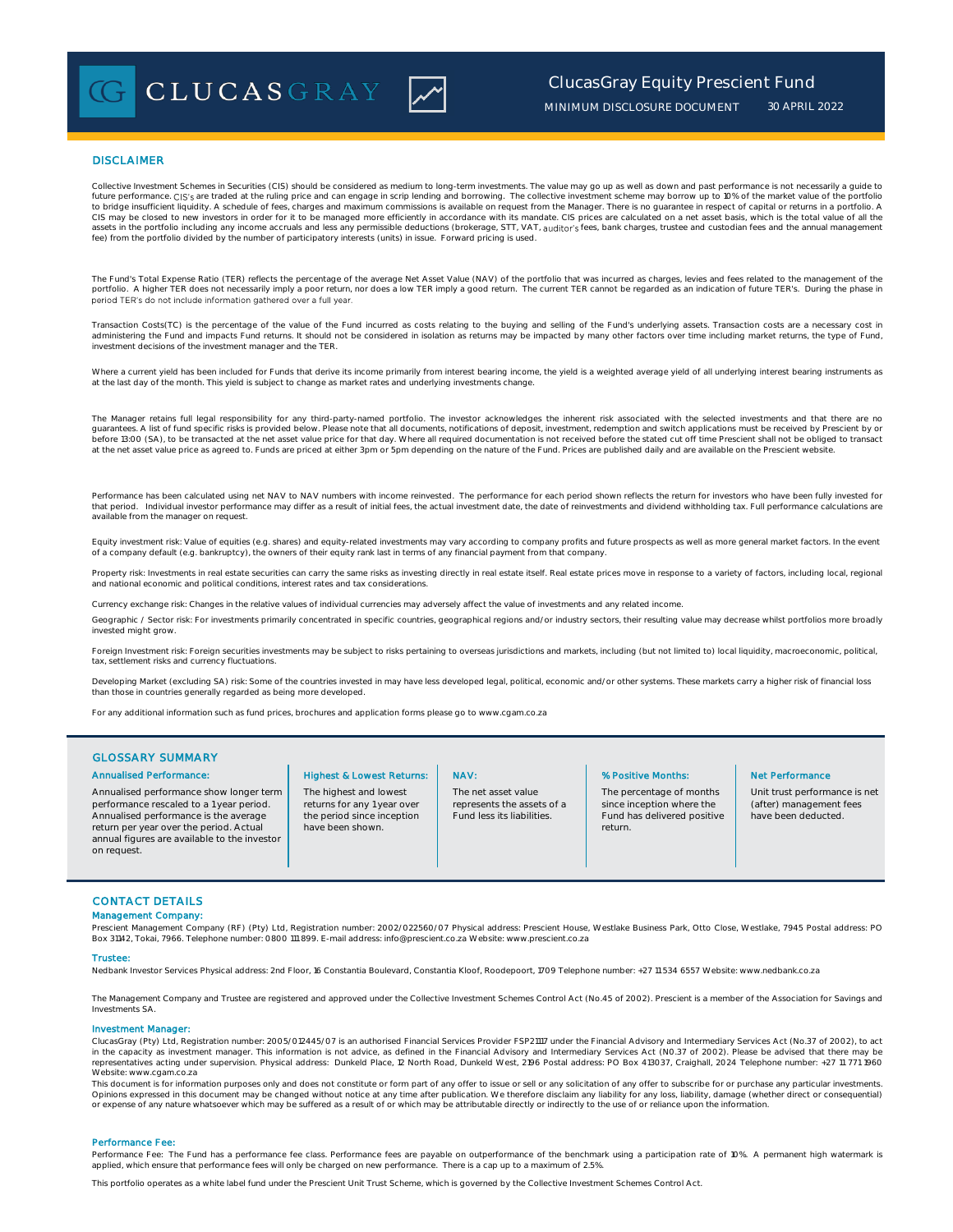# ClucasGray Equity Prescient Fund

MINIMUM DISCLOSURE DOCUMENT 30 APRIL 2022

## DISCLAIMER

Collective Investment Schemes in Securities (CIS) should be considered as medium to long-term investments. The value may go up as well as down and past performance is not necessarily a guide to future performance. CIS's are traded at the ruling price and can engage in scrip lending and borrowing. The collective investment scheme may borrow up to 10% of the market value of the portfolio to bridge insufficient liquidity. A schedule of fees, charges and maximum commissions is available on request from the Manager. There is no guarantee in respect of capital or returns in a portfolio. A CIS may be closed to new investors in order for it to be managed more efficiently in accordance with its mandate. CIS prices are calculated on a net asset basis, which is the total value of all the assets in the portfolio including any income accruals and less any permissible deductions (brokerage, STT, VAT, auditor's fees, bank charges, trustee and custodian fees and the annual management fee) from the portfolio divided by the number of participatory interests (units) in issue. Forward pricing is used.

The Fund's Total Expense Ratio (TER) reflects the percentage of the average Net Asset Value (NAV) of the portfolio that was incurred as charges, levies and fees related to the management of the portfolio. A higher TER does not necessarily imply a poor return, nor does a low TER imply a good return. The current TER cannot be regarded as an indication of future TER's. During the phase in period TER's do not include information gathered over a full year.

Transaction Costs(TC) is the percentage of the value of the Fund incurred as costs relating to the buying and selling of the Fund's underlying assets. Transaction costs are a necessary cost in administering the Fund and impacts Fund returns. It should not be considered in isolation as returns may be impacted by many other factors over time including market returns, the type of Fund, investment decisions of the investment manager and the TER.

Where a current yield has been included for Funds that derive its income primarily from interest bearing income, the yield is a weighted average yield of all underlying interest bearing instruments as at the last day of the month. This yield is subject to change as market rates and underlying investments change.

The Manager retains full legal responsibility for any third-party-named portfolio. The investor acknowledges the inherent risk associated with the selected investments and that there are no guarantees. A list of fund specific risks is provided below. Please note that all documents, notifications of deposit, investment, redemption and switch applications must be received by Prescient by or before 13:00 (SA), to be transacted at the net asset value price for that day. Where all required documentation is not received before the stated cut off time Prescient shall not be obliged to transact at the net asset value price as agreed to. Funds are priced at either 3pm or 5pm depending on the nature of the Fund. Prices are published daily and are available on the Prescient website.

Performance has been calculated using net NAV to NAV numbers with income reinvested. The performance for each period shown reflects the return for investors who have been fully invested for that period. Individual investor performance may differ as a result of initial fees, the actual investment date, the date of reinvestments and dividend withholding tax. Full performance calculations are available from the manager on request.

Equity investment risk: Value of equities (e.g. shares) and equity-related investments may vary according to company profits and future prospects as well as more general market factors. In the event of a company default (e.g. bankruptcy), the owners of their equity rank last in terms of any financial payment from that company.

Property risk: Investments in real estate securities can carry the same risks as investing directly in real estate itself. Real estate prices move in response to a variety of factors, including local, regional and national economic and political conditions, interest rates and tax considerations.

Currency exchange risk: Changes in the relative values of individual currencies may adversely affect the value of investments and any related income.

Geographic / Sector risk: For investments primarily concentrated in specific countries, geographical regions and/or industry sectors, their resulting value may decrease whilst portfolios more broadly invested might grow.

Foreign Investment risk: Foreign securities investments may be subject to risks pertaining to overseas jurisdictions and markets, including (but not limited to) local liquidity, macroeconomic, political, tax, settlement risks and currency fluctuations.

Developing Market (excluding SA) risk: Some of the countries invested in may have less developed legal, political, economic and/or other systems. These markets carry a higher risk of financial loss than those in countries generally regarded as being more developed.

For any additional information such as fund prices, brochures and application forms please go to www.cgam.co.za

## GLOSSARY SUMMARY

**Annualised Performance:** Annualised performance show longer term performance rescaled to a 1 year period. Annualised performance is the average return per year over the period. Actual annual figures are available to the investor on request.

**Highest & Lowest Returns:** The highest and lowest returns for any 1 year over the period since inception have been shown.

**NAV:** The net asset value represents the assets of a Fund less its liabilities.

**% Positive Months:** The percentage of months since inception where the Fund has delivered positive return.

**Net Performance:** Unit trust performance is net (after) management fees have been deducted.

## CONTACT DETAILS

### Management Company:

Prescient Management Company (RF) (Pty) Ltd, Registration number: 2002/022560/07 Physical address: Prescient House, Westlake Business Park, Otto Close, Westlake, 7945 Postal address: PO Box 31142, Tokai, 7966. Telephone number: 0800 111 899. E-mail address: info@prescient.co.za Website: www.prescient.co.za

### Trustee:

Nedbank Investor Services Physical address: 2nd Floor, 16 Constantia Boulevard, Constantia Kloof, Roodepoort, 1709 Telephone number: +27 11 534 6557 Website: www.nedbank.co.za

The Management Company and Trustee are registered and approved under the Collective Investment Schemes Control Act (No.45 of 2002). Prescient is a member of the Association for Savings and Investments SA.

### Investment Manager:

ClucasGray (Pty) Ltd, Registration number: 2005/012445/07 is an authorised Financial Services Provider FSP21117 under the Financial Advisory and Intermediary Services Act (No.37 of 2002), to act in the capacity as investment manager. This information is not advice, as defined in the Financial Advisory and Intermediary Services Act (N0.37 of 2002). Please be advised that there may be representatives acting under supervision. Physical address: Dunkeld Place, 12 North Road, Dunkeld West, 2196 Postal address: PO Box 413037, Craighall, 2024 Telephone number: +27 11 771 1960 Website: www.cgam.co.za

This document is for information purposes only and does not constitute or form part of any offer to issue or sell or any solicitation of any offer to subscribe for or purchase any particular investments. Opinions expressed in this document may be changed without notice at any time after publication. We therefore disclaim any liability for any loss, liability, damage (whether direct or consequential) or expense of any nature whatsoever which may be suffered as a result of or which may be attributable directly or indirectly to the use of or reliance upon the information.

### Performance Fee:

Performance Fee: The Fund has a performance fee class. Performance fees are payable on outperformance of the benchmark using a participation rate of 10%. A permanent high watermark is applied, which ensure that performance fees will only be charged on new performance. There is a cap up to a maximum of 2.5%.

This portfolio operates as a white label fund under the Prescient Unit Trust Scheme, which is governed by the Collective Investment Schemes Control Act.